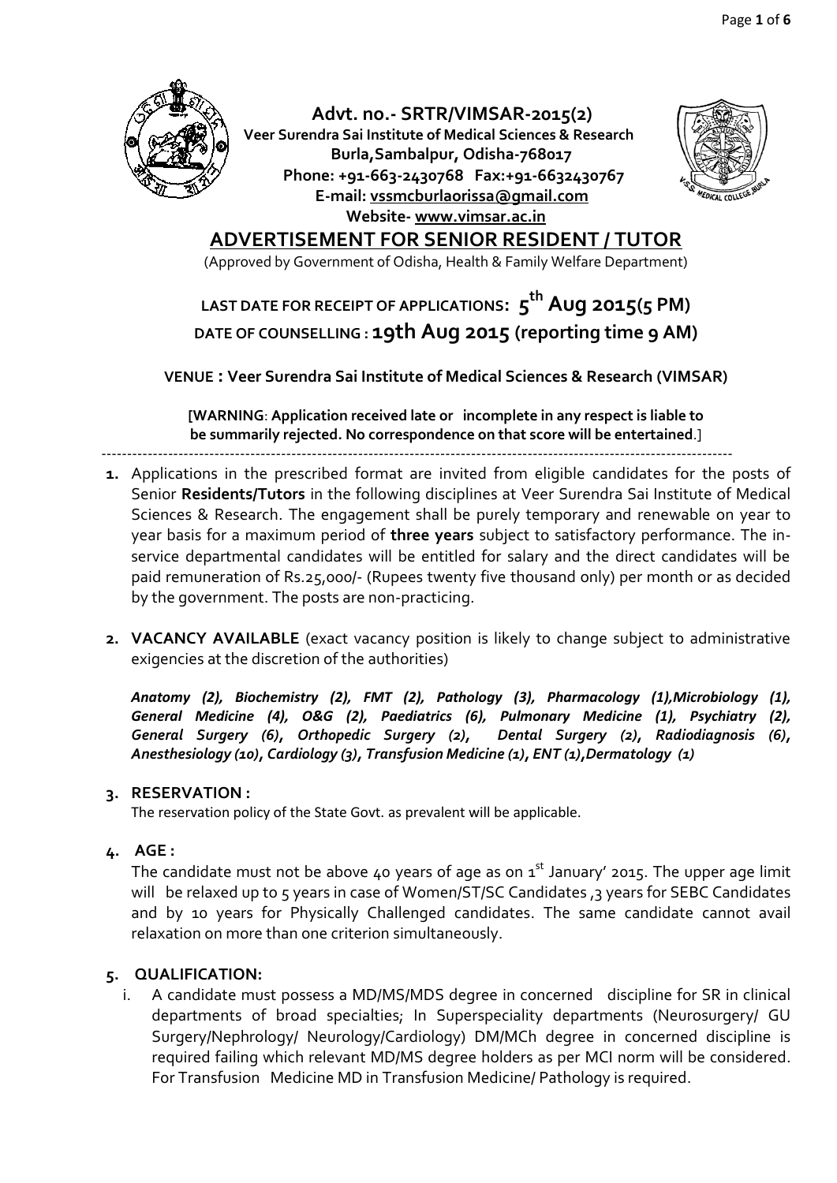# Advt. no.- SRTR/VIMSAR-2015(2)

**Veer Surendra Sai Institute of Medical Sciences & Research**
**Burla,Sambalpur, Odisha-768017**
**Phone: +91-663-2430768 Fax:+91-6632430767**
**E-mail: vssmcburlaorissa@gmail.com**
**Website- www.vimsar.ac.in**

## ADVERTISEMENT FOR SENIOR RESIDENT / TUTOR

(Approved by Government of Odisha, Health & Family Welfare Department)

**LAST DATE FOR RECEIPT OF APPLICATIONS: 5th Aug 2015(5 PM)**
**DATE OF COUNSELLING : 19th Aug 2015 (reporting time 9 AM)**

**VENUE : Veer Surendra Sai Institute of Medical Sciences & Research (VIMSAR)**

[**WARNING**: **Application received late or incomplete in any respect is liable to be summarily rejected. No correspondence on that score will be entertained**.]

---

1. Applications in the prescribed format are invited from eligible candidates for the posts of Senior **Residents/Tutors** in the following disciplines at Veer Surendra Sai Institute of Medical Sciences & Research. The engagement shall be purely temporary and renewable on year to year basis for a maximum period of **three years** subject to satisfactory performance. The in-service departmental candidates will be entitled for salary and the direct candidates will be paid remuneration of Rs.25,000/- (Rupees twenty five thousand only) per month or as decided by the government. The posts are non-practicing.

2. **VACANCY AVAILABLE** (exact vacancy position is likely to change subject to administrative exigencies at the discretion of the authorities)

   ***Anatomy (2), Biochemistry (2), FMT (2), Pathology (3), Pharmacology (1),Microbiology (1), General Medicine (4), O&G (2), Paediatrics (6), Pulmonary Medicine (1), Psychiatry (2), General Surgery (6), Orthopedic Surgery (2), Dental Surgery (2), Radiodiagnosis (6), Anesthesiology (10), Cardiology (3), Transfusion Medicine (1), ENT (1),Dermatology (1)***

3. **RESERVATION :**
   The reservation policy of the State Govt. as prevalent will be applicable.

4. **AGE :**
   The candidate must not be above 40 years of age as on 1st January' 2015. The upper age limit will be relaxed up to 5 years in case of Women/ST/SC Candidates ,3 years for SEBC Candidates and by 10 years for Physically Challenged candidates. The same candidate cannot avail relaxation on more than one criterion simultaneously.

5. **QUALIFICATION:**
   i. A candidate must possess a MD/MS/MDS degree in concerned discipline for SR in clinical departments of broad specialties; In Superspeciality departments (Neurosurgery/ GU Surgery/Nephrology/ Neurology/Cardiology) DM/MCh degree in concerned discipline is required failing which relevant MD/MS degree holders as per MCI norm will be considered. For Transfusion Medicine MD in Transfusion Medicine/ Pathology is required.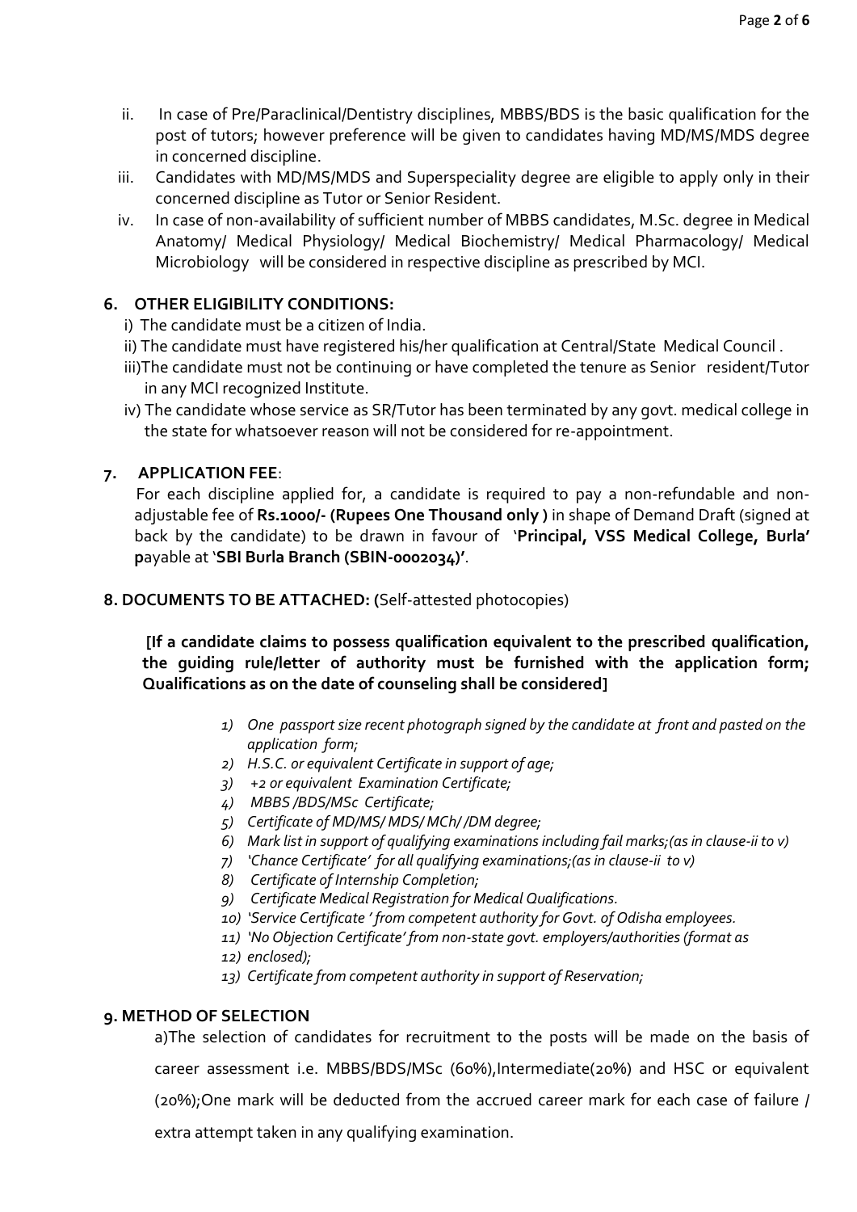ii. In case of Pre/Paraclinical/Dentistry disciplines, MBBS/BDS is the basic qualification for the post of tutors; however preference will be given to candidates having MD/MS/MDS degree in concerned discipline.

iii. Candidates with MD/MS/MDS and Superspeciality degree are eligible to apply only in their concerned discipline as Tutor or Senior Resident.

iv. In case of non-availability of sufficient number of MBBS candidates, M.Sc. degree in Medical Anatomy/ Medical Physiology/ Medical Biochemistry/ Medical Pharmacology/ Medical Microbiology will be considered in respective discipline as prescribed by MCI.

## 6. OTHER ELIGIBILITY CONDITIONS:

i) The candidate must be a citizen of India.

ii) The candidate must have registered his/her qualification at Central/State Medical Council .

iii)The candidate must not be continuing or have completed the tenure as Senior resident/Tutor in any MCI recognized Institute.

iv) The candidate whose service as SR/Tutor has been terminated by any govt. medical college in the state for whatsoever reason will not be considered for re-appointment.

## 7. APPLICATION FEE:

For each discipline applied for, a candidate is required to pay a non-refundable and non-adjustable fee of **Rs.1000/- (Rupees One Thousand only )** in shape of Demand Draft (signed at back by the candidate) to be drawn in favour of '**Principal, VSS Medical College, Burla'** **p**ayable at '**SBI Burla Branch (SBIN-0002034)'**.

## 8. DOCUMENTS TO BE ATTACHED: (Self-attested photocopies)

**[If a candidate claims to possess qualification equivalent to the prescribed qualification, the guiding rule/letter of authority must be furnished with the application form; Qualifications as on the date of counseling shall be considered]**

1) *One passport size recent photograph signed by the candidate at front and pasted on the application form;*
2) *H.S.C. or equivalent Certificate in support of age;*
3) *+2 or equivalent Examination Certificate;*
4) *MBBS /BDS/MSc Certificate;*
5) *Certificate of MD/MS/ MDS/ MCh/ /DM degree;*
6) *Mark list in support of qualifying examinations including fail marks;(as in clause-ii to v)*
7) *'Chance Certificate' for all qualifying examinations;(as in clause-ii to v)*
8) *Certificate of Internship Completion;*
9) *Certificate Medical Registration for Medical Qualifications.*
10) *'Service Certificate ' from competent authority for Govt. of Odisha employees.*
11) *'No Objection Certificate' from non-state govt. employers/authorities (format as*
12) *enclosed);*
13) *Certificate from competent authority in support of Reservation;*

## 9. METHOD OF SELECTION

a)The selection of candidates for recruitment to the posts will be made on the basis of career assessment i.e. MBBS/BDS/MSc (60%),Intermediate(20%) and HSC or equivalent (20%);One mark will be deducted from the accrued career mark for each case of failure / extra attempt taken in any qualifying examination.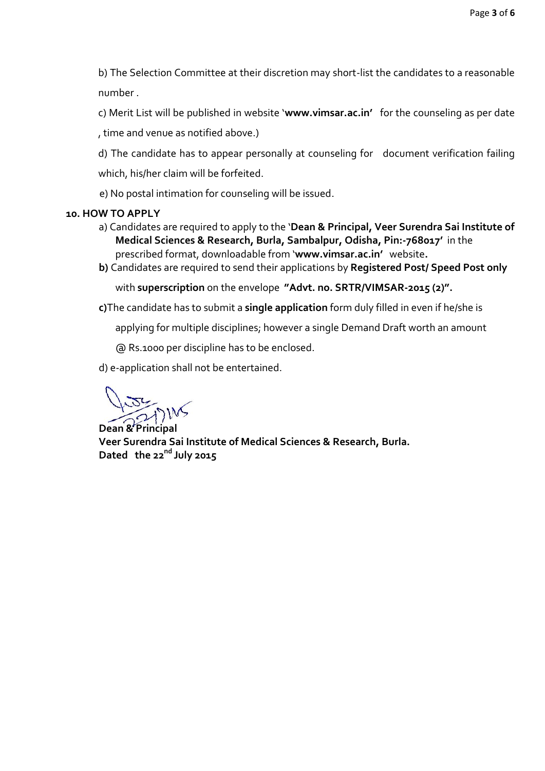b) The Selection Committee at their discretion may short-list the candidates to a reasonable number .

c) Merit List will be published in website '**www.vimsar.ac.in'** for the counseling as per date , time and venue as notified above.)

d) The candidate has to appear personally at counseling for document verification failing which, his/her claim will be forfeited.

e) No postal intimation for counseling will be issued.

**10. HOW TO APPLY**

a) Candidates are required to apply to the '**Dean & Principal, Veer Surendra Sai Institute of Medical Sciences & Research, Burla, Sambalpur, Odisha, Pin:-768017'** in the prescribed format, downloadable from '**www.vimsar.ac.in'** website**.**

**b)** Candidates are required to send their applications by **Registered Post/ Speed Post only** with **superscription** on the envelope **"Advt. no. SRTR/VIMSAR-2015 (2)".**

**c)**The candidate has to submit a **single application** form duly filled in even if he/she is applying for multiple disciplines; however a single Demand Draft worth an amount @ Rs.1000 per discipline has to be enclosed.

d) e-application shall not be entertained.

**Dean & Principal**
**Veer Surendra Sai Institute of Medical Sciences & Research, Burla.**
**Dated the 22nd July 2015**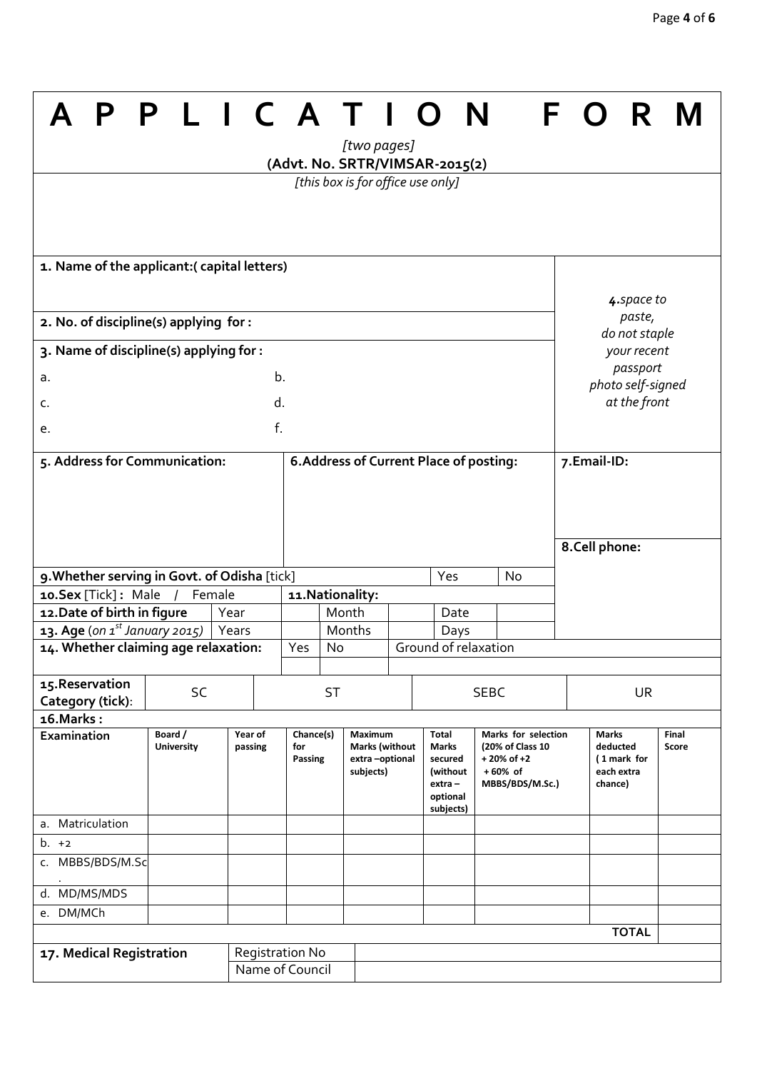# A P P L I C A T I O N F O R M

*[two pages]*

**(Advt. No. SRTR/VIMSAR-2015(2)**

*[this box is for office use only]*

**1. Name of the applicant:( capital letters)**

*4. space to paste, do not staple your recent passport photo self-signed at the front*

**2. No. of discipline(s) applying for :**

**3. Name of discipline(s) applying for :**

a. b.

c. d.

e. f.

| **5. Address for Communication:** | **6. Address of Current Place of posting:** | **7. Email-ID:** |
|---|---|---|
| | | **8. Cell phone:** |

| **9. Whether serving in Govt. of Odisha** [tick] | | | Yes | No |
|---|---|---|---|---|
| **10. Sex** [Tick] **:** Male / Female | **11. Nationality:** | | | |
| **12. Date of birth in figure** | Year | Month | Date | |
| **13. Age** (*on 1st January 2015*) | Years | Months | Days | |

| **14. Whether claiming age relaxation:** | Yes | No | Ground of relaxation |
|---|---|---|---|
| | | | |

| **15. Reservation Category (tick):** | SC | ST | SEBC | UR |
|---|---|---|---|---|

**16. Marks :**

| **Examination** | **Board / University** | **Year of passing** | **Chance(s) for Passing** | **Maximum Marks (without extra –optional subjects)** | **Total Marks secured (without extra – optional subjects)** | **Marks for selection (20% of Class 10 + 20% of +2 + 60% of MBBS/BDS/M.Sc.)** | **Marks deducted ( 1 mark for each extra chance)** | **Final Score** |
|---|---|---|---|---|---|---|---|---|
| a. Matriculation | | | | | | | | |
| b. +2 | | | | | | | | |
| c. MBBS/BDS/M.Sc. | | | | | | | | |
| d. MD/MS/MDS | | | | | | | | |
| e. DM/MCh | | | | | | | | |
| | | | | | | | **TOTAL** | |

| **17. Medical Registration** | Registration No | |
|---|---|---|
| | Name of Council | |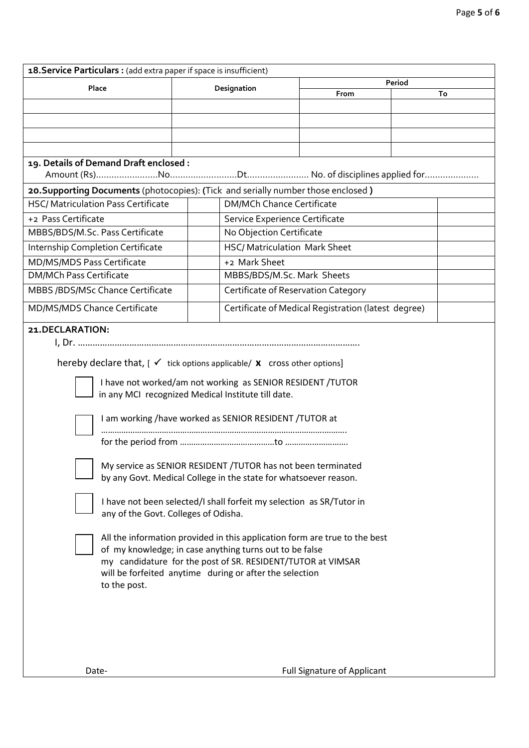**18. Service Particulars :** (add extra paper if space is insufficient)

| Place | Designation | Period | |
|---|---|---|---|
| | | From | To |
| | | | |
| | | | |
| | | | |
| | | | |

**19. Details of Demand Draft enclosed :**

Amount (Rs)……………………No……………………..Dt…………………… No. of disciplines applied for…………………

**20. Supporting Documents** (photocopies): **(**Tick and serially number those enclosed **)**

| | | | |
|---|---|---|---|
| HSC/ Matriculation Pass Certificate | | DM/MCh Chance Certificate | |
| +2 Pass Certificate | | Service Experience Certificate | |
| MBBS/BDS/M.Sc. Pass Certificate | | No Objection Certificate | |
| Internship Completion Certificate | | HSC/ Matriculation Mark Sheet | |
| MD/MS/MDS Pass Certificate | | +2 Mark Sheet | |
| DM/MCh Pass Certificate | | MBBS/BDS/M.Sc. Mark Sheets | |
| MBBS /BDS/MSc Chance Certificate | | Certificate of Reservation Category | |
| MD/MS/MDS Chance Certificate | | Certificate of Medical Registration (latest degree) | |

**21. DECLARATION:**

I, Dr. ………………………………………………………………………………………………….

hereby declare that, [ ✓ tick options applicable/ **x** cross other options]

☐ I have not worked/am not working as SENIOR RESIDENT /TUTOR in any MCI recognized Medical Institute till date.

☐ I am working /have worked as SENIOR RESIDENT /TUTOR at ……………………………………………………………………………………….
for the period from ……………………………………to ……………………….

☐ My service as SENIOR RESIDENT /TUTOR has not been terminated by any Govt. Medical College in the state for whatsoever reason.

☐ I have not been selected/I shall forfeit my selection as SR/Tutor in any of the Govt. Colleges of Odisha.

☐ All the information provided in this application form are true to the best of my knowledge; in case anything turns out to be false my candidature for the post of SR. RESIDENT/TUTOR at VIMSAR will be forfeited anytime during or after the selection to the post.

Date-

Full Signature of Applicant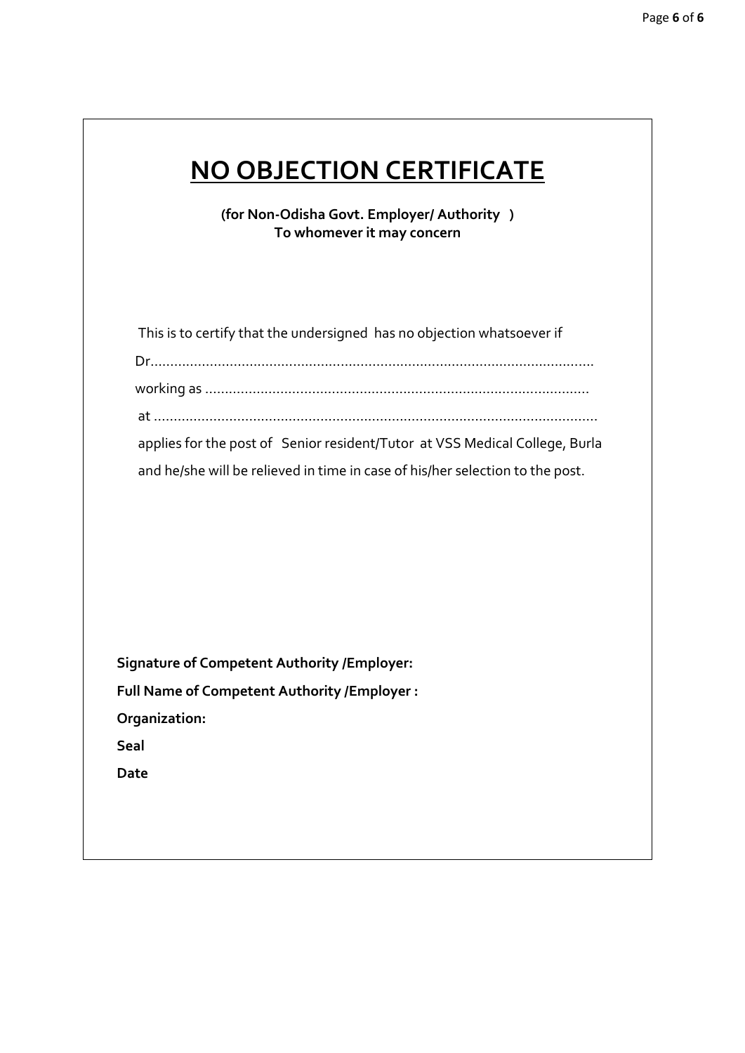# NO OBJECTION CERTIFICATE

**(for Non-Odisha Govt. Employer/ Authority )**
**To whomever it may concern**

This is to certify that the undersigned has no objection whatsoever if

Dr.............................................................................................................

working as ................................................................................................

at ...............................................................................................................

applies for the post of Senior resident/Tutor at VSS Medical College, Burla and he/she will be relieved in time in case of his/her selection to the post.

**Signature of Competent Authority /Employer:**

**Full Name of Competent Authority /Employer :**

**Organization:**

**Seal**

**Date**